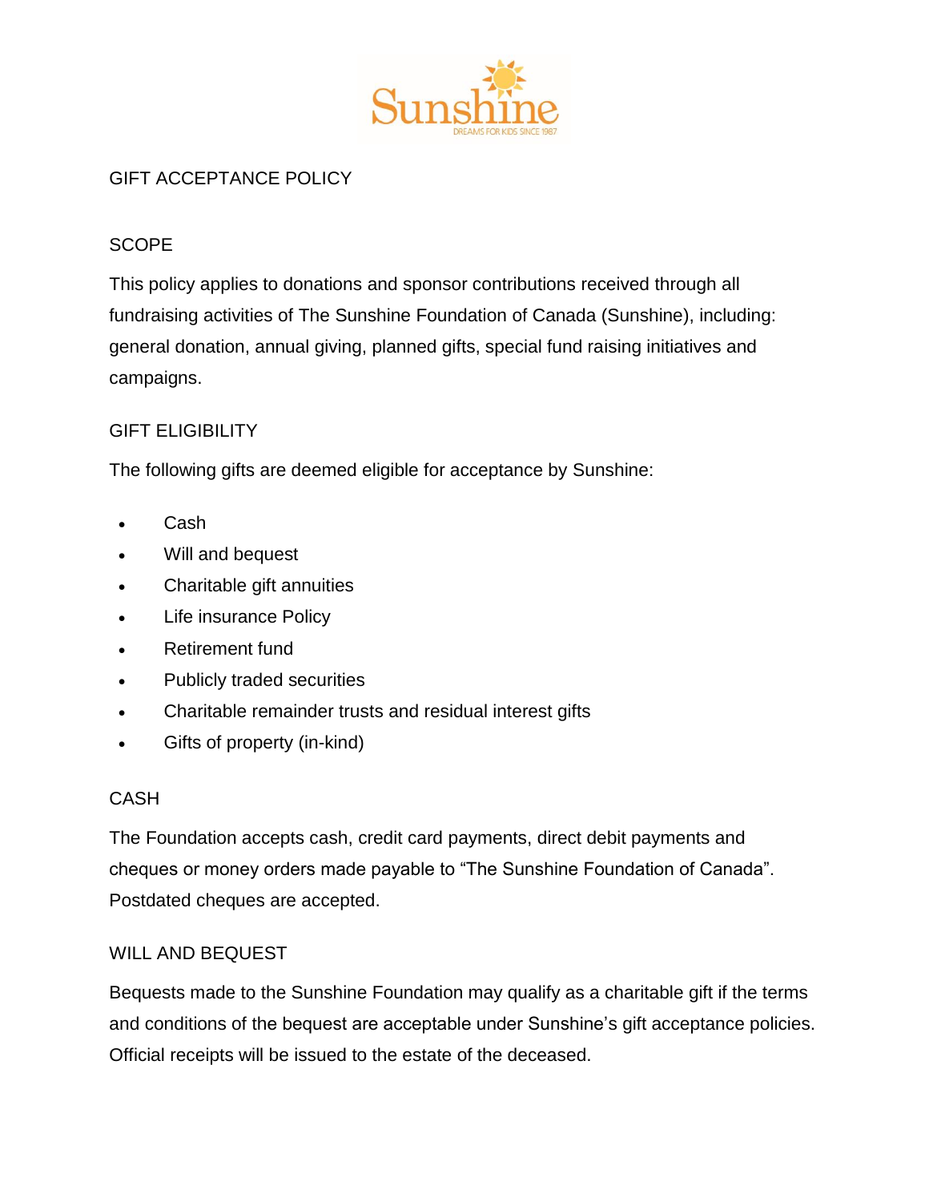# GIFT ACCEPTANCE POLICY

## SCOPE

This policy applies to donations and sponsor contributions received through all fundraising activities of The Sunshine Foundation of Canada (Sunshine), including: general donation, annual giving, planned gifts, special fund raising initiatives and campaigns.

## GIFT ELIGIBILITY

The following gifts are deemed eligible for acceptance by Sunshine:

- Cash
- Will and bequest
- Charitable gift annuities
- Life insurance Policy
- Retirement fund
- Publicly traded securities
- Charitable remainder trusts and residual interest gifts
- Gifts of property (in-kind)

## CASH

The Foundation accepts cash, credit card payments, direct debit payments and cheques or money orders made payable to "The Sunshine Foundation of Canada". Postdated cheques are accepted.

## WILL AND BEQUEST

Bequests made to the Sunshine Foundation may qualify as a charitable gift if the terms and conditions of the bequest are acceptable under Sunshine's gift acceptance policies. Official receipts will be issued to the estate of the deceased.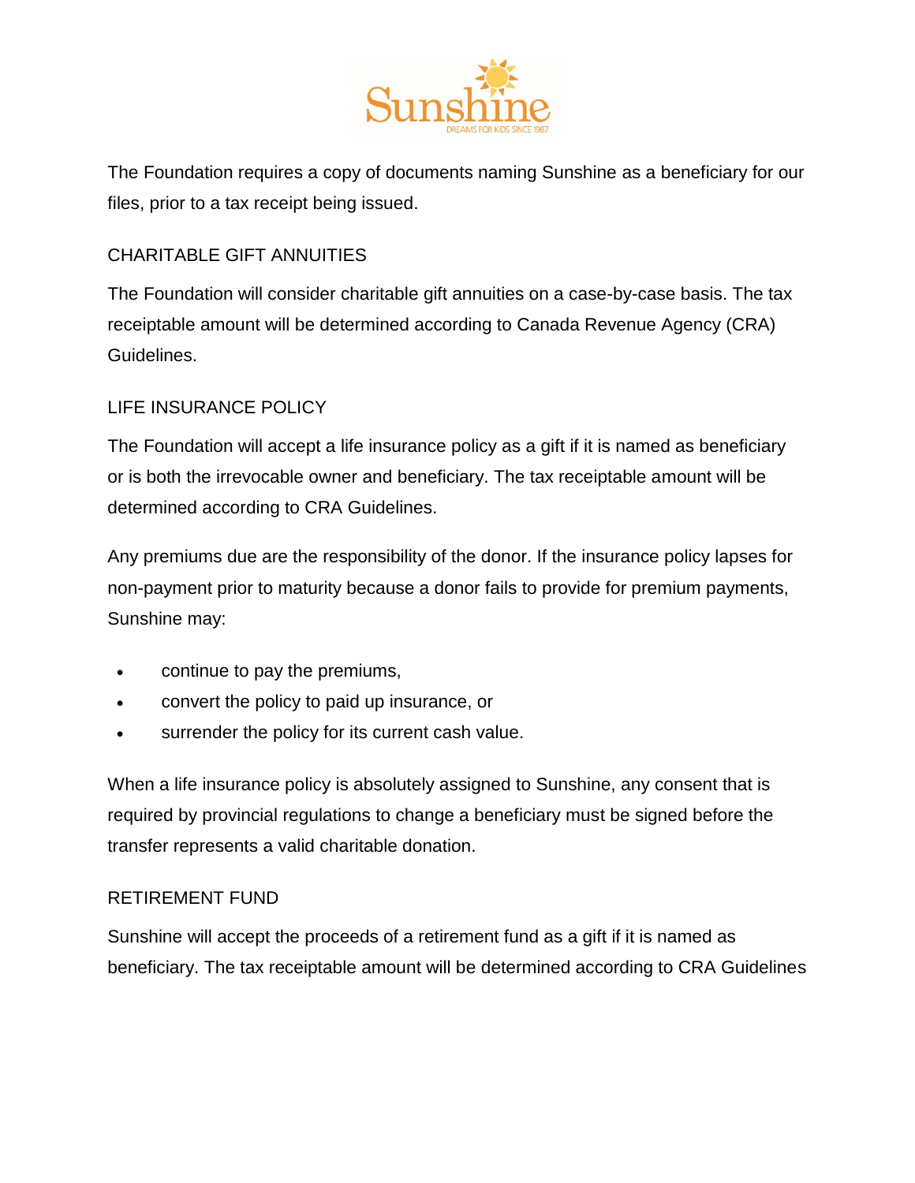The Foundation requires a copy of documents naming Sunshine as a beneficiary for our files, prior to a tax receipt being issued.

## CHARITABLE GIFT ANNUITIES

The Foundation will consider charitable gift annuities on a case-by-case basis. The tax receiptable amount will be determined according to Canada Revenue Agency (CRA) Guidelines.

## LIFE INSURANCE POLICY

The Foundation will accept a life insurance policy as a gift if it is named as beneficiary or is both the irrevocable owner and beneficiary. The tax receiptable amount will be determined according to CRA Guidelines.

Any premiums due are the responsibility of the donor. If the insurance policy lapses for non-payment prior to maturity because a donor fails to provide for premium payments, Sunshine may:

- continue to pay the premiums,
- convert the policy to paid up insurance, or
- surrender the policy for its current cash value.

When a life insurance policy is absolutely assigned to Sunshine, any consent that is required by provincial regulations to change a beneficiary must be signed before the transfer represents a valid charitable donation.

## RETIREMENT FUND

Sunshine will accept the proceeds of a retirement fund as a gift if it is named as beneficiary. The tax receiptable amount will be determined according to CRA Guidelines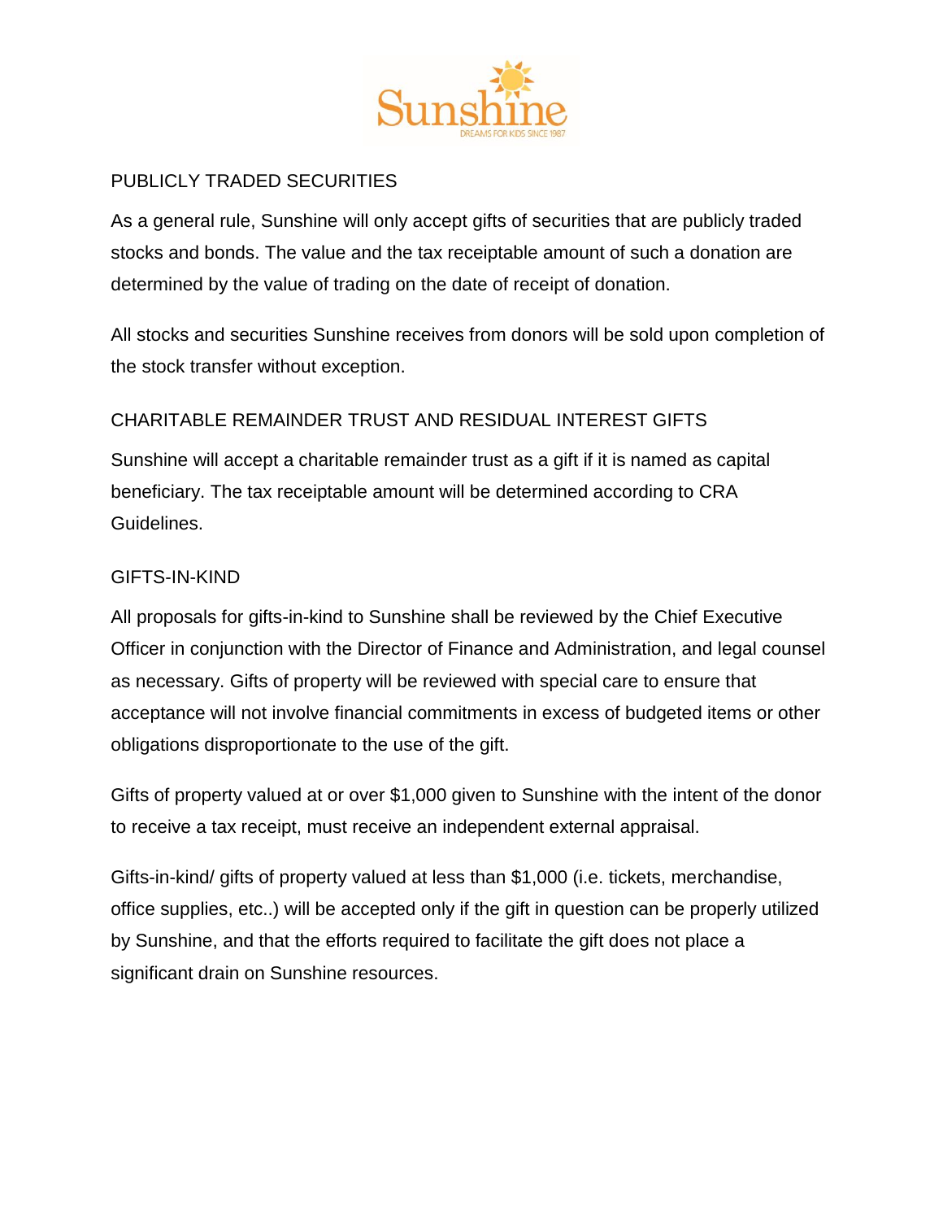## PUBLICLY TRADED SECURITIES

As a general rule, Sunshine will only accept gifts of securities that are publicly traded stocks and bonds. The value and the tax receiptable amount of such a donation are determined by the value of trading on the date of receipt of donation.

All stocks and securities Sunshine receives from donors will be sold upon completion of the stock transfer without exception.

## CHARITABLE REMAINDER TRUST AND RESIDUAL INTEREST GIFTS

Sunshine will accept a charitable remainder trust as a gift if it is named as capital beneficiary. The tax receiptable amount will be determined according to CRA Guidelines.

## GIFTS-IN-KIND

All proposals for gifts-in-kind to Sunshine shall be reviewed by the Chief Executive Officer in conjunction with the Director of Finance and Administration, and legal counsel as necessary. Gifts of property will be reviewed with special care to ensure that acceptance will not involve financial commitments in excess of budgeted items or other obligations disproportionate to the use of the gift.

Gifts of property valued at or over $1,000 given to Sunshine with the intent of the donor to receive a tax receipt, must receive an independent external appraisal.

Gifts-in-kind/ gifts of property valued at less than $1,000 (i.e. tickets, merchandise, office supplies, etc..) will be accepted only if the gift in question can be properly utilized by Sunshine, and that the efforts required to facilitate the gift does not place a significant drain on Sunshine resources.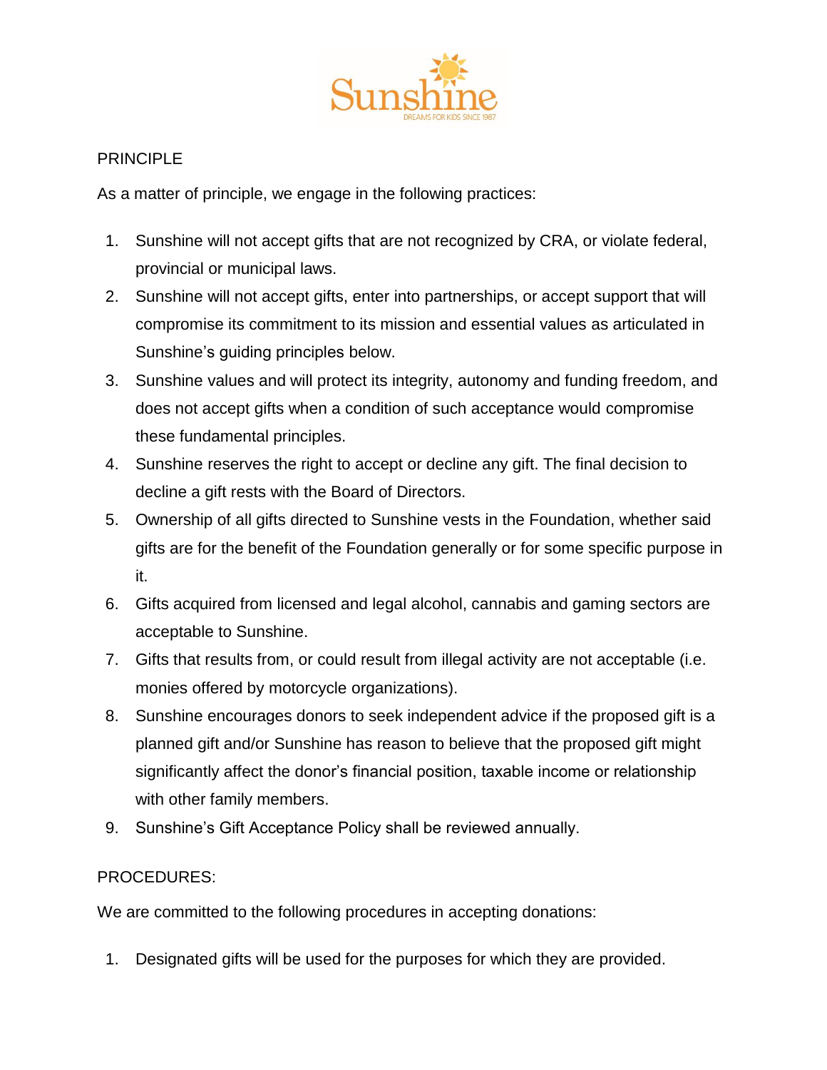PRINCIPLE

As a matter of principle, we engage in the following practices:

1. Sunshine will not accept gifts that are not recognized by CRA, or violate federal, provincial or municipal laws.
2. Sunshine will not accept gifts, enter into partnerships, or accept support that will compromise its commitment to its mission and essential values as articulated in Sunshine's guiding principles below.
3. Sunshine values and will protect its integrity, autonomy and funding freedom, and does not accept gifts when a condition of such acceptance would compromise these fundamental principles.
4. Sunshine reserves the right to accept or decline any gift. The final decision to decline a gift rests with the Board of Directors.
5. Ownership of all gifts directed to Sunshine vests in the Foundation, whether said gifts are for the benefit of the Foundation generally or for some specific purpose in it.
6. Gifts acquired from licensed and legal alcohol, cannabis and gaming sectors are acceptable to Sunshine.
7. Gifts that results from, or could result from illegal activity are not acceptable (i.e. monies offered by motorcycle organizations).
8. Sunshine encourages donors to seek independent advice if the proposed gift is a planned gift and/or Sunshine has reason to believe that the proposed gift might significantly affect the donor's financial position, taxable income or relationship with other family members.
9. Sunshine's Gift Acceptance Policy shall be reviewed annually.

PROCEDURES:

We are committed to the following procedures in accepting donations:

1. Designated gifts will be used for the purposes for which they are provided.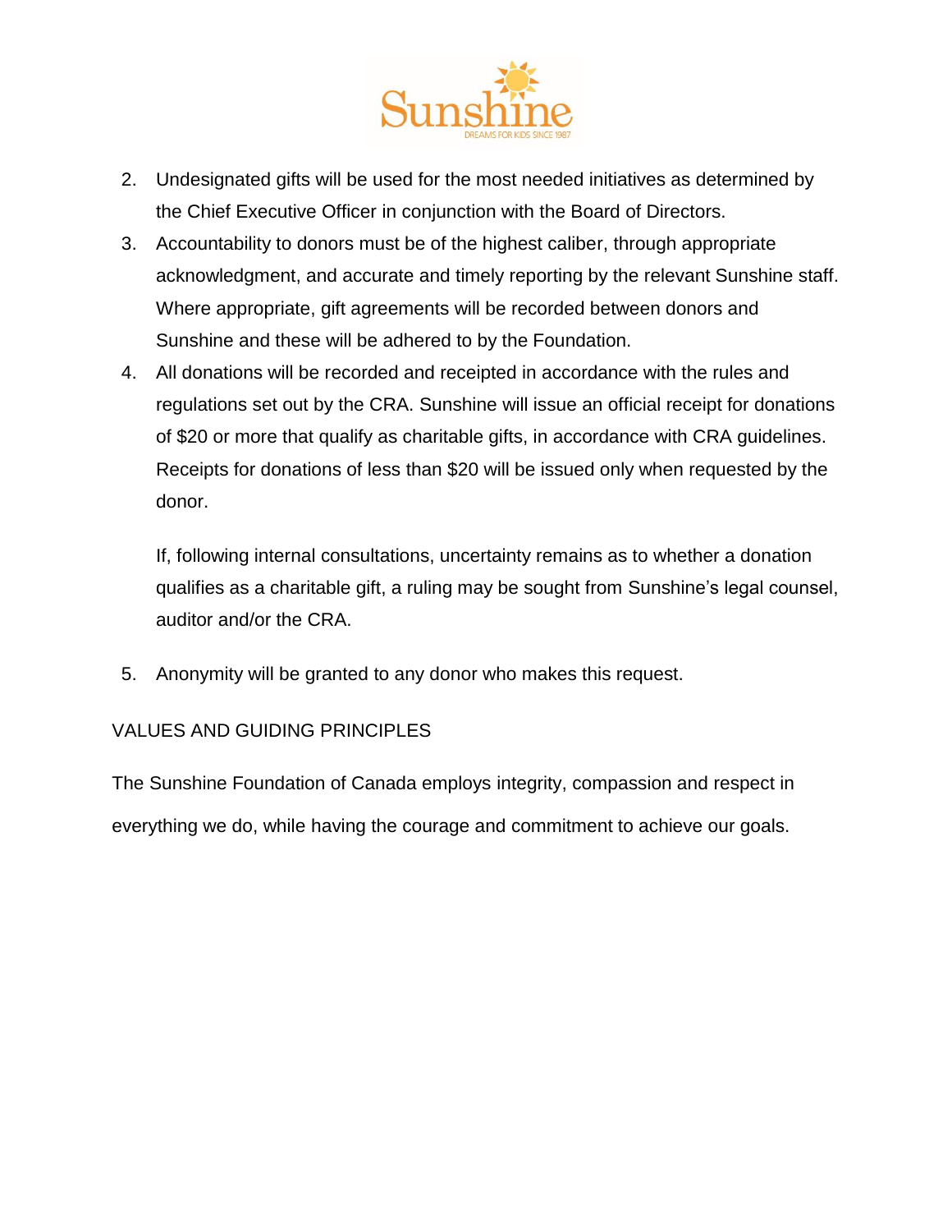2. Undesignated gifts will be used for the most needed initiatives as determined by the Chief Executive Officer in conjunction with the Board of Directors.
3. Accountability to donors must be of the highest caliber, through appropriate acknowledgment, and accurate and timely reporting by the relevant Sunshine staff. Where appropriate, gift agreements will be recorded between donors and Sunshine and these will be adhered to by the Foundation.
4. All donations will be recorded and receipted in accordance with the rules and regulations set out by the CRA. Sunshine will issue an official receipt for donations of $20 or more that qualify as charitable gifts, in accordance with CRA guidelines. Receipts for donations of less than $20 will be issued only when requested by the donor.

   If, following internal consultations, uncertainty remains as to whether a donation qualifies as a charitable gift, a ruling may be sought from Sunshine's legal counsel, auditor and/or the CRA.

5. Anonymity will be granted to any donor who makes this request.

## VALUES AND GUIDING PRINCIPLES

The Sunshine Foundation of Canada employs integrity, compassion and respect in everything we do, while having the courage and commitment to achieve our goals.